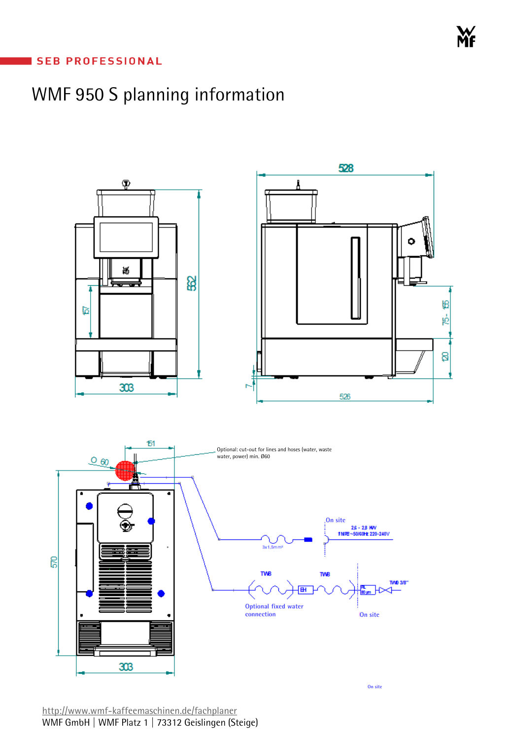SEB PROFESSIONAL

# WMF 950 S planning information

528

562

157

303

7

526

75 - 155

120

151

Ø 60

Optional: cut-out for lines and hoses (water, waste water, power) min. Ø60

570

303

On site

2.6 - 2.8 kW

1 NPE ~50/60Hz 220-240V

3x1,5mm²

TWB

TWB

EH

FE 80 µm

TWB 3/8"

Optional fixed water connection

On site

On site

http://www.wmf-kaffeemaschinen.de/fachplaner

WMF GmbH | WMF Platz 1 | 73312 Geislingen (Steige)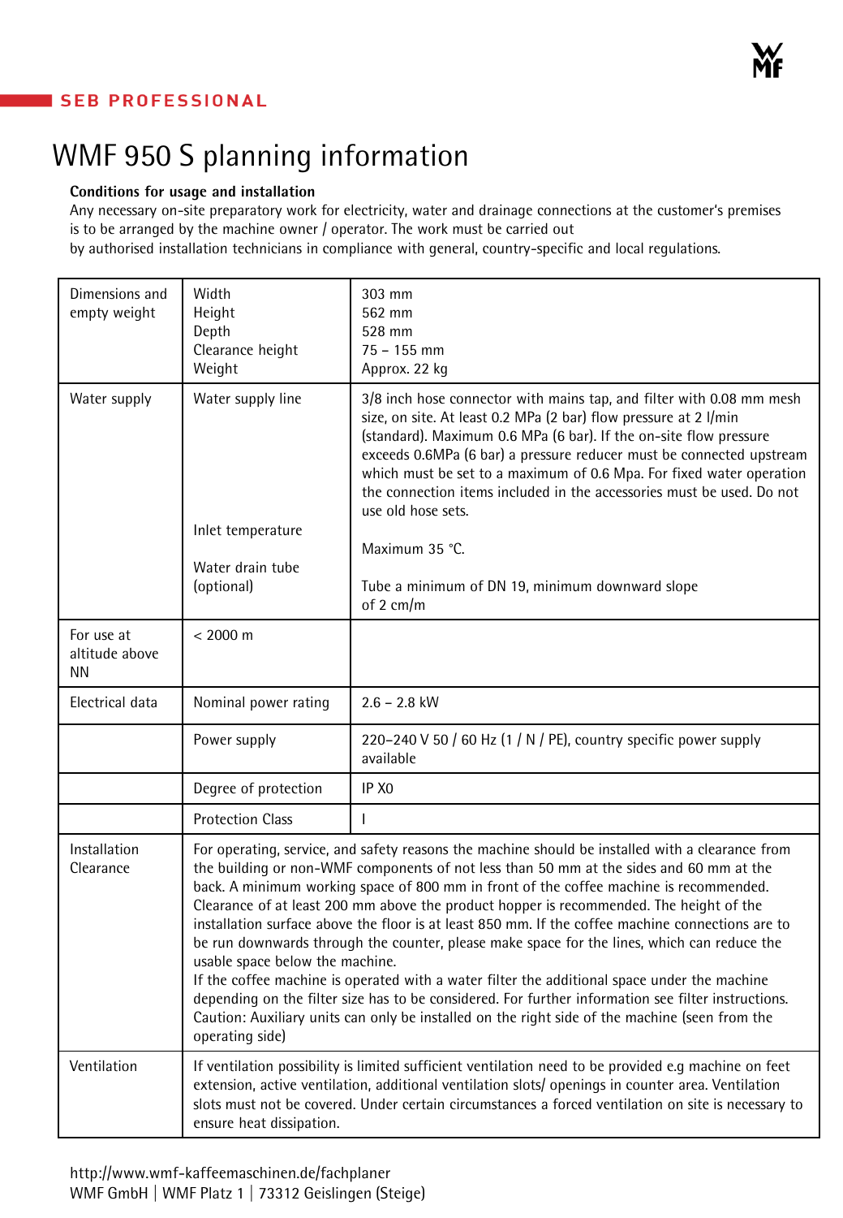SEB PROFESSIONAL

# WMF 950 S planning information

**Conditions for usage and installation**
Any necessary on-site preparatory work for electricity, water and drainage connections at the customer's premises is to be arranged by the machine owner / operator. The work must be carried out by authorised installation technicians in compliance with general, country-specific and local regulations.

| | | |
|---|---|---|
| Dimensions and empty weight | Width<br>Height<br>Depth<br>Clearance height<br>Weight | 303 mm<br>562 mm<br>528 mm<br>75 – 155 mm<br>Approx. 22 kg |
| Water supply | Water supply line<br><br>Inlet temperature<br><br>Water drain tube (optional) | 3/8 inch hose connector with mains tap, and filter with 0.08 mm mesh size, on site. At least 0.2 MPa (2 bar) flow pressure at 2 l/min (standard). Maximum 0.6 MPa (6 bar). If the on-site flow pressure exceeds 0.6MPa (6 bar) a pressure reducer must be connected upstream which must be set to a maximum of 0.6 Mpa. For fixed water operation the connection items included in the accessories must be used. Do not use old hose sets.<br><br>Maximum 35 °C.<br><br>Tube a minimum of DN 19, minimum downward slope of 2 cm/m |
| For use at altitude above NN | < 2000 m | |
| Electrical data | Nominal power rating | 2.6 – 2.8 kW |
| | Power supply | 220–240 V 50 / 60 Hz (1 / N / PE), country specific power supply available |
| | Degree of protection | IP X0 |
| | Protection Class | I |
| Installation Clearance | For operating, service, and safety reasons the machine should be installed with a clearance from the building or non-WMF components of not less than 50 mm at the sides and 60 mm at the back. A minimum working space of 800 mm in front of the coffee machine is recommended. Clearance of at least 200 mm above the product hopper is recommended. The height of the installation surface above the floor is at least 850 mm. If the coffee machine connections are to be run downwards through the counter, please make space for the lines, which can reduce the usable space below the machine.<br>If the coffee machine is operated with a water filter the additional space under the machine depending on the filter size has to be considered. For further information see filter instructions.<br>Caution: Auxiliary units can only be installed on the right side of the machine (seen from the operating side) | |
| Ventilation | If ventilation possibility is limited sufficient ventilation need to be provided e.g machine on feet extension, active ventilation, additional ventilation slots/ openings in counter area. Ventilation slots must not be covered. Under certain circumstances a forced ventilation on site is necessary to ensure heat dissipation. | |

http://www.wmf-kaffeemaschinen.de/fachplaner
WMF GmbH | WMF Platz 1 | 73312 Geislingen (Steige)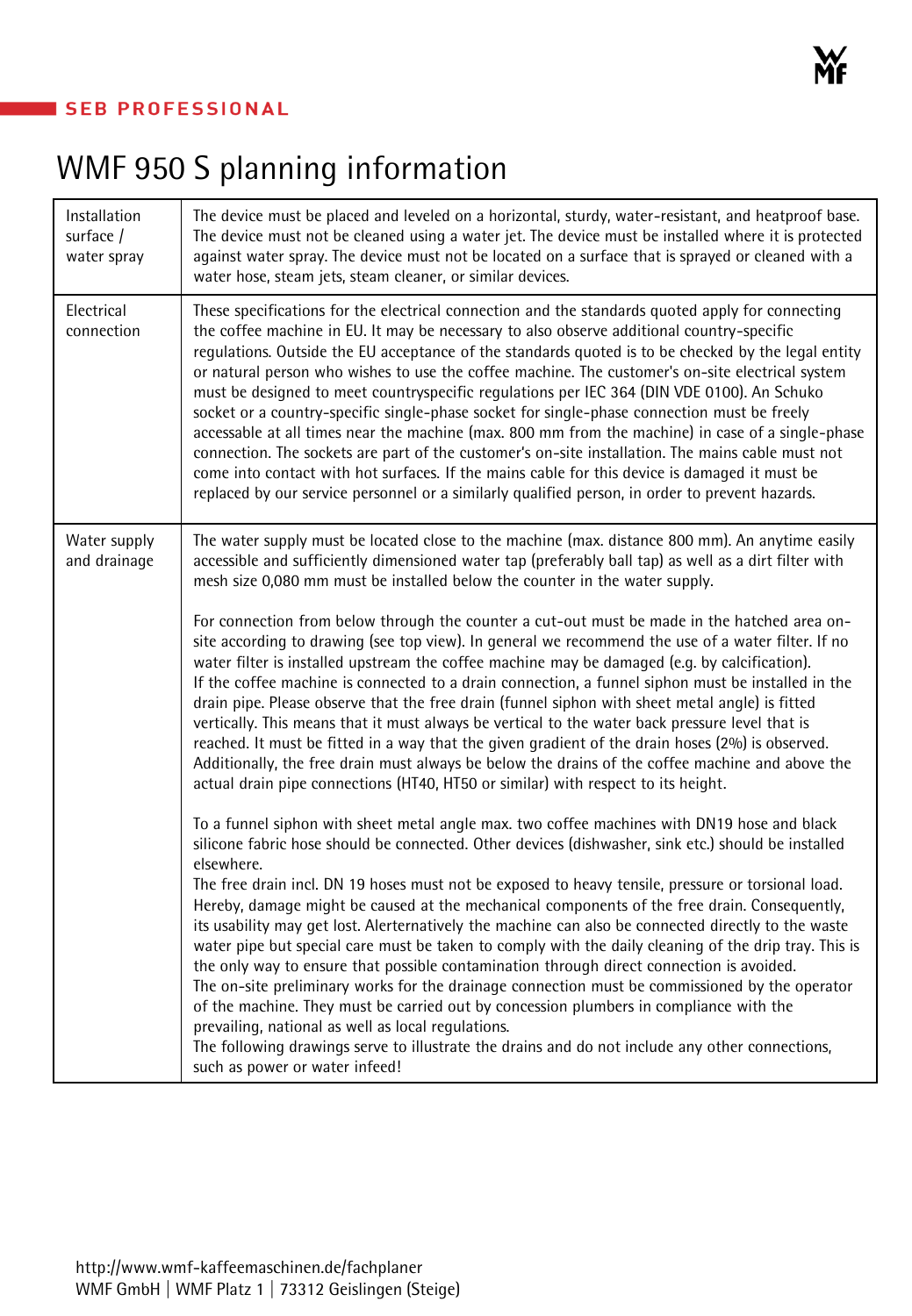SEB PROFESSIONAL

# WMF 950 S planning information

| | |
|---|---|
| Installation surface / water spray | The device must be placed and leveled on a horizontal, sturdy, water-resistant, and heatproof base. The device must not be cleaned using a water jet. The device must be installed where it is protected against water spray. The device must not be located on a surface that is sprayed or cleaned with a water hose, steam jets, steam cleaner, or similar devices. |
| Electrical connection | These specifications for the electrical connection and the standards quoted apply for connecting the coffee machine in EU. It may be necessary to also observe additional country-specific regulations. Outside the EU acceptance of the standards quoted is to be checked by the legal entity or natural person who wishes to use the coffee machine. The customer's on-site electrical system must be designed to meet countryspecific regulations per IEC 364 (DIN VDE 0100). An Schuko socket or a country-specific single-phase socket for single-phase connection must be freely accessable at all times near the machine (max. 800 mm from the machine) in case of a single-phase connection. The sockets are part of the customer's on-site installation. The mains cable must not come into contact with hot surfaces. If the mains cable for this device is damaged it must be replaced by our service personnel or a similarly qualified person, in order to prevent hazards. |
| Water supply and drainage | The water supply must be located close to the machine (max. distance 800 mm). An anytime easily accessible and sufficiently dimensioned water tap (preferably ball tap) as well as a dirt filter with mesh size 0,080 mm must be installed below the counter in the water supply.<br><br>For connection from below through the counter a cut-out must be made in the hatched area on-site according to drawing (see top view). In general we recommend the use of a water filter. If no water filter is installed upstream the coffee machine may be damaged (e.g. by calcification).<br>If the coffee machine is connected to a drain connection, a funnel siphon must be installed in the drain pipe. Please observe that the free drain (funnel siphon with sheet metal angle) is fitted vertically. This means that it must always be vertical to the water back pressure level that is reached. It must be fitted in a way that the given gradient of the drain hoses (2%) is observed. Additionally, the free drain must always be below the drains of the coffee machine and above the actual drain pipe connections (HT40, HT50 or similar) with respect to its height.<br><br>To a funnel siphon with sheet metal angle max. two coffee machines with DN19 hose and black silicone fabric hose should be connected. Other devices (dishwasher, sink etc.) should be installed elsewhere.<br>The free drain incl. DN 19 hoses must not be exposed to heavy tensile, pressure or torsional load. Hereby, damage might be caused at the mechanical components of the free drain. Consequently, its usability may get lost. Alerternatively the machine can also be connected directly to the waste water pipe but special care must be taken to comply with the daily cleaning of the drip tray. This is the only way to ensure that possible contamination through direct connection is avoided.<br>The on-site preliminary works for the drainage connection must be commissioned by the operator of the machine. They must be carried out by concession plumbers in compliance with the prevailing, national as well as local regulations.<br>The following drawings serve to illustrate the drains and do not include any other connections, such as power or water infeed! |

http://www.wmf-kaffeemaschinen.de/fachplaner
WMF GmbH | WMF Platz 1 | 73312 Geislingen (Steige)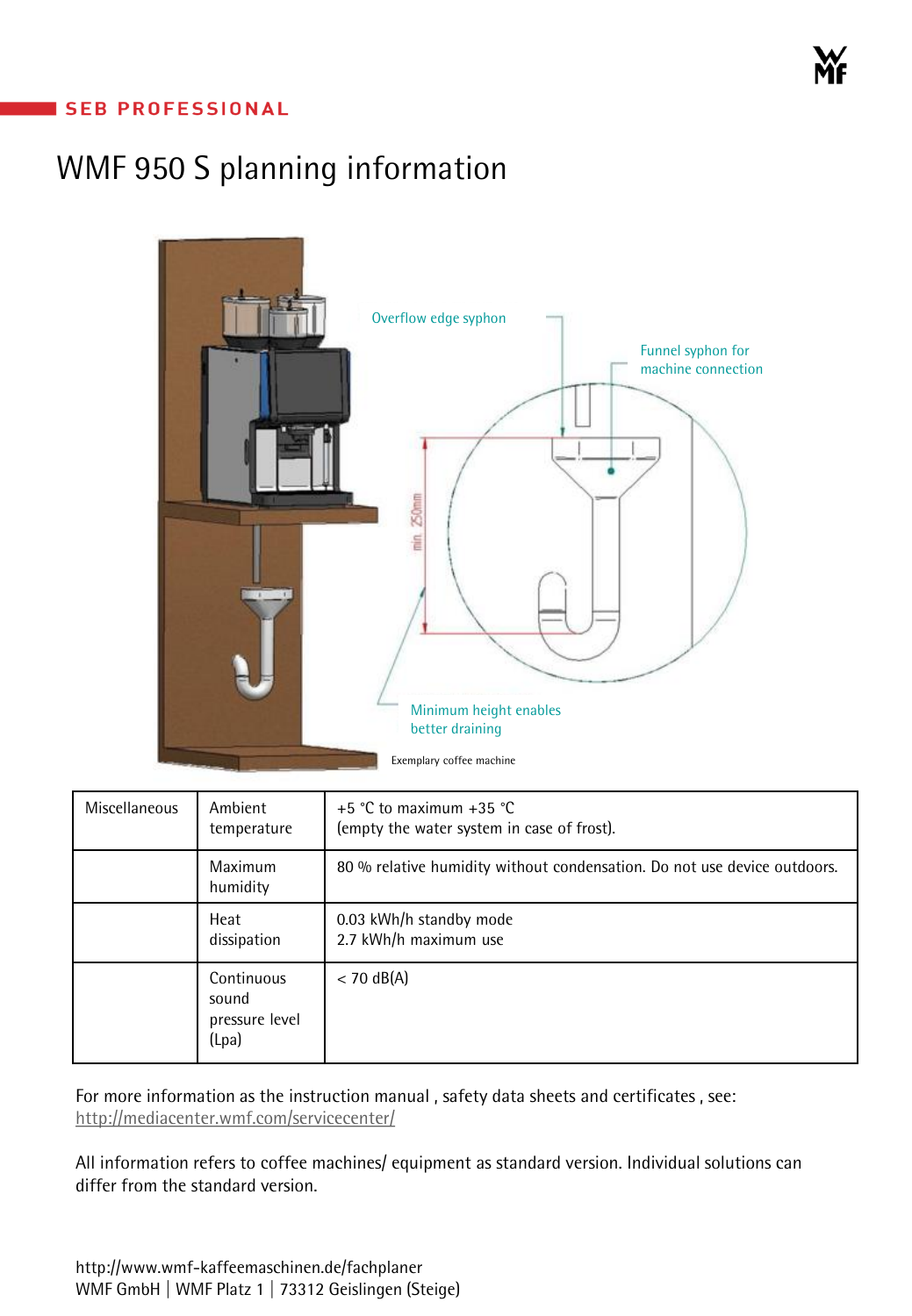SEB PROFESSIONAL

# WMF 950 S planning information

Overflow edge syphon

Funnel syphon for machine connection

min. 250mm

Minimum height enables better draining

Exemplary coffee machine

| | | |
|---|---|---|
| Miscellaneous | Ambient temperature | +5 °C to maximum +35 °C (empty the water system in case of frost). |
| | Maximum humidity | 80 % relative humidity without condensation. Do not use device outdoors. |
| | Heat dissipation | 0.03 kWh/h standby mode<br>2.7 kWh/h maximum use |
| | Continuous sound pressure level (Lpa) | < 70 dB(A) |

For more information as the instruction manual , safety data sheets and certificates , see: http://mediacenter.wmf.com/servicecenter/

All information refers to coffee machines/ equipment as standard version. Individual solutions can differ from the standard version.

http://www.wmf-kaffeemaschinen.de/fachplaner
WMF GmbH | WMF Platz 1 | 73312 Geislingen (Steige)